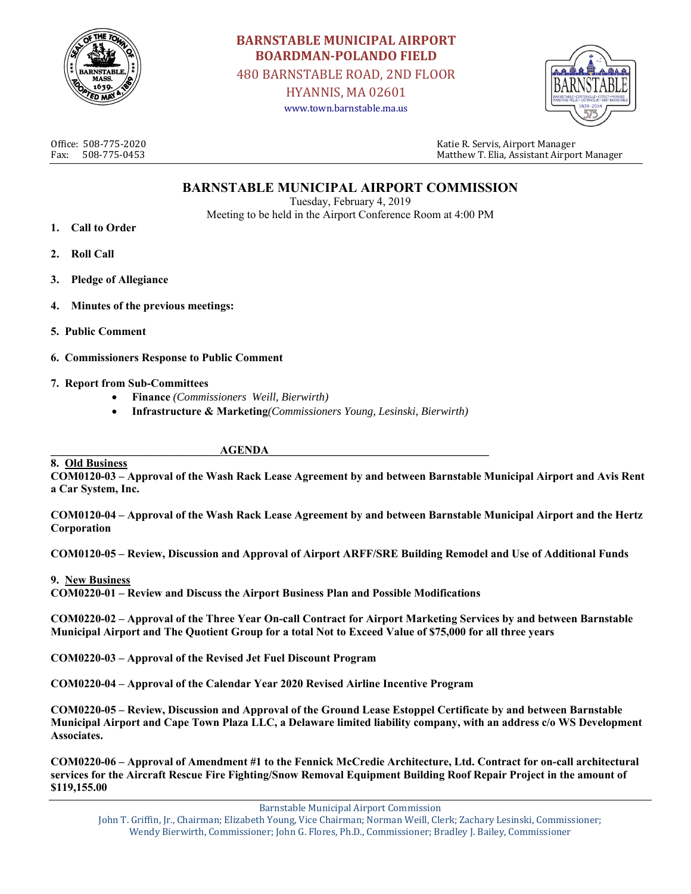**BARNSTABLE MUNICIPAL AIRPORT**
**BOARDMAN-POLANDO FIELD**
480 BARNSTABLE ROAD, 2ND FLOOR
HYANNIS, MA 02601
www.town.barnstable.ma.us

Office: 508-775-2020
Fax: 508-775-0453

Katie R. Servis, Airport Manager
Matthew T. Elia, Assistant Airport Manager

# BARNSTABLE MUNICIPAL AIRPORT COMMISSION

Tuesday, February 4, 2019
Meeting to be held in the Airport Conference Room at 4:00 PM

1. **Call to Order**
2. **Roll Call**
3. **Pledge of Allegiance**
4. **Minutes of the previous meetings:**
5. **Public Comment**
6. **Commissioners Response to Public Comment**
7. **Report from Sub-Committees**
   - **Finance** *(Commissioners Weill, Bierwirth)*
   - **Infrastructure & Marketing** *(Commissioners Young, Lesinski, Bierwirth)*

## AGENDA

**8. Old Business**

**COM0120-03 – Approval of the Wash Rack Lease Agreement by and between Barnstable Municipal Airport and Avis Rent a Car System, Inc.**

**COM0120-04 – Approval of the Wash Rack Lease Agreement by and between Barnstable Municipal Airport and the Hertz Corporation**

**COM0120-05 – Review, Discussion and Approval of Airport ARFF/SRE Building Remodel and Use of Additional Funds**

**9. New Business**

**COM0220-01 – Review and Discuss the Airport Business Plan and Possible Modifications**

**COM0220-02 – Approval of the Three Year On-call Contract for Airport Marketing Services by and between Barnstable Municipal Airport and The Quotient Group for a total Not to Exceed Value of $75,000 for all three years**

**COM0220-03 – Approval of the Revised Jet Fuel Discount Program**

**COM0220-04 – Approval of the Calendar Year 2020 Revised Airline Incentive Program**

**COM0220-05 – Review, Discussion and Approval of the Ground Lease Estoppel Certificate by and between Barnstable Municipal Airport and Cape Town Plaza LLC, a Delaware limited liability company, with an address c/o WS Development Associates.**

**COM0220-06 – Approval of Amendment #1 to the Fennick McCredie Architecture, Ltd. Contract for on-call architectural services for the Aircraft Rescue Fire Fighting/Snow Removal Equipment Building Roof Repair Project in the amount of $119,155.00**

Barnstable Municipal Airport Commission
John T. Griffin, Jr., Chairman; Elizabeth Young, Vice Chairman; Norman Weill, Clerk; Zachary Lesinski, Commissioner; Wendy Bierwirth, Commissioner; John G. Flores, Ph.D., Commissioner; Bradley J. Bailey, Commissioner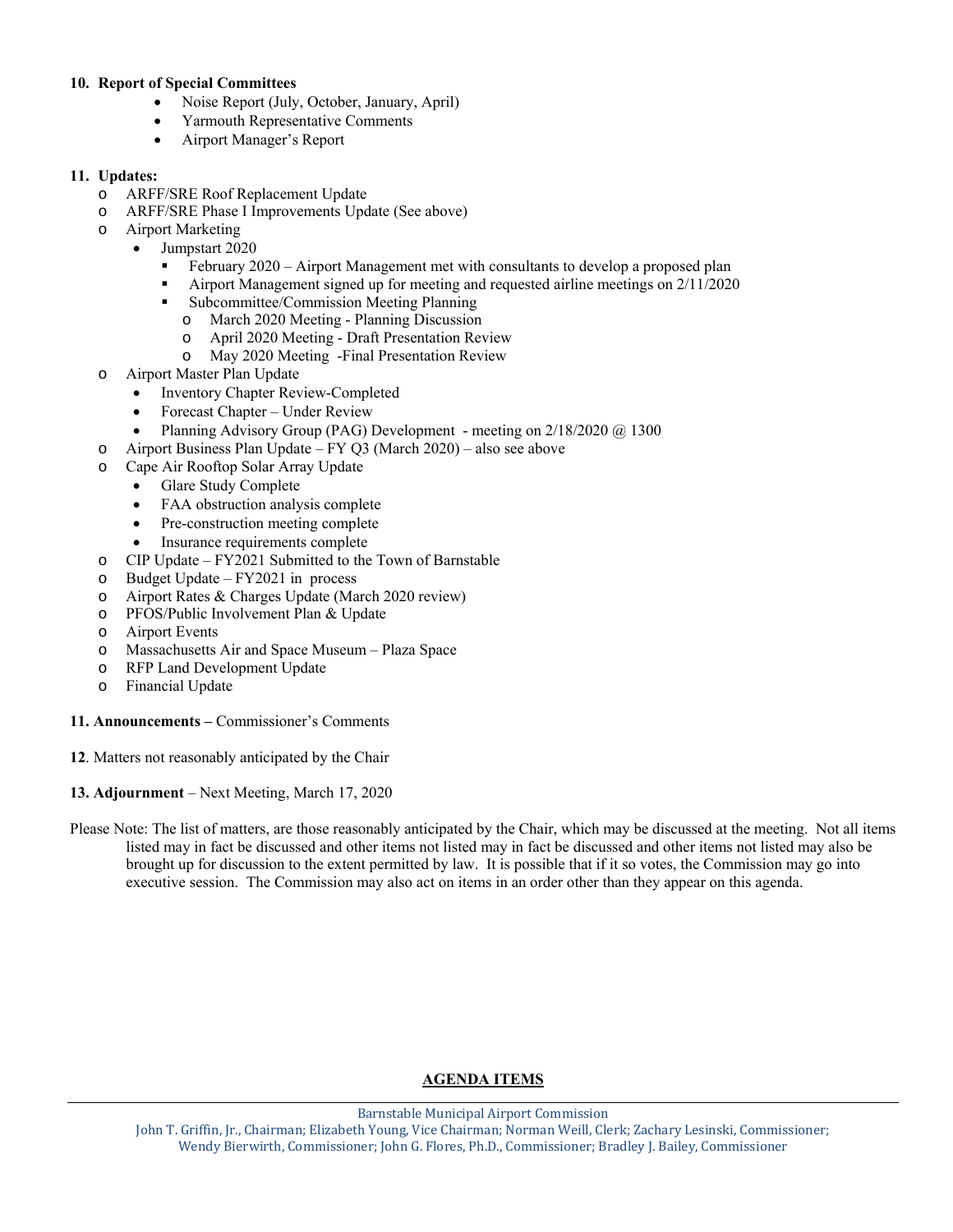**10. Report of Special Committees**

- Noise Report (July, October, January, April)
- Yarmouth Representative Comments
- Airport Manager's Report

**11. Updates:**

- ARFF/SRE Roof Replacement Update
- ARFF/SRE Phase I Improvements Update (See above)
- Airport Marketing
  - Jumpstart 2020
    - February 2020 – Airport Management met with consultants to develop a proposed plan
    - Airport Management signed up for meeting and requested airline meetings on 2/11/2020
    - Subcommittee/Commission Meeting Planning
      - March 2020 Meeting - Planning Discussion
      - April 2020 Meeting - Draft Presentation Review
      - May 2020 Meeting -Final Presentation Review
- Airport Master Plan Update
  - Inventory Chapter Review-Completed
  - Forecast Chapter – Under Review
  - Planning Advisory Group (PAG) Development - meeting on 2/18/2020 @ 1300
- Airport Business Plan Update – FY Q3 (March 2020) – also see above
- Cape Air Rooftop Solar Array Update
  - Glare Study Complete
  - FAA obstruction analysis complete
  - Pre-construction meeting complete
  - Insurance requirements complete
- CIP Update – FY2021 Submitted to the Town of Barnstable
- Budget Update – FY2021 in process
- Airport Rates & Charges Update (March 2020 review)
- PFOS/Public Involvement Plan & Update
- Airport Events
- Massachusetts Air and Space Museum – Plaza Space
- RFP Land Development Update
- Financial Update

**11. Announcements –** Commissioner's Comments

**12**. Matters not reasonably anticipated by the Chair

**13. Adjournment** – Next Meeting, March 17, 2020

Please Note: The list of matters, are those reasonably anticipated by the Chair, which may be discussed at the meeting. Not all items listed may in fact be discussed and other items not listed may in fact be discussed and other items not listed may also be brought up for discussion to the extent permitted by law. It is possible that if it so votes, the Commission may go into executive session. The Commission may also act on items in an order other than they appear on this agenda.

**AGENDA ITEMS**

Barnstable Municipal Airport Commission
John T. Griffin, Jr., Chairman; Elizabeth Young, Vice Chairman; Norman Weill, Clerk; Zachary Lesinski, Commissioner; Wendy Bierwirth, Commissioner; John G. Flores, Ph.D., Commissioner; Bradley J. Bailey, Commissioner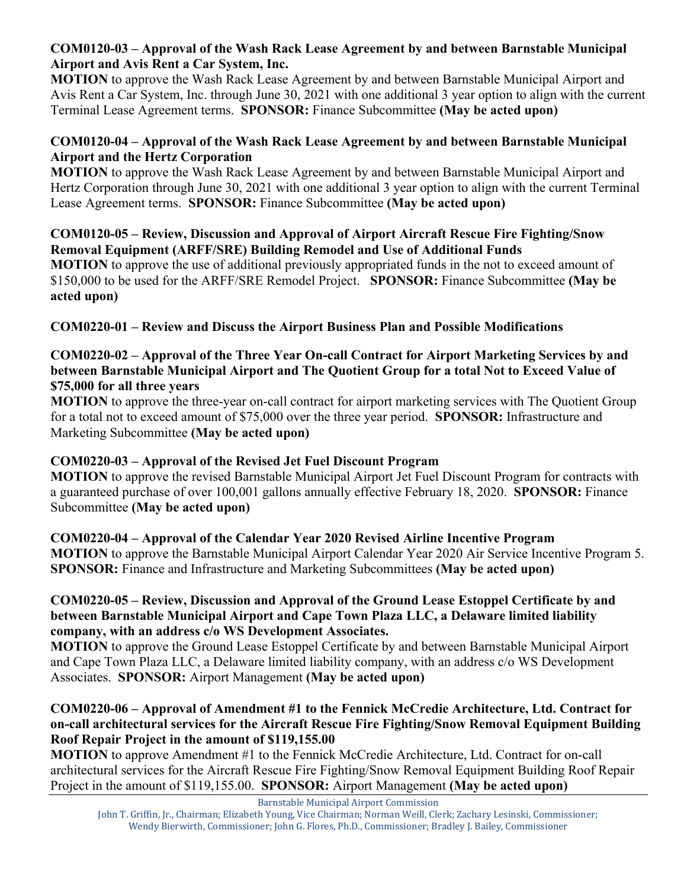**COM0120-03 – Approval of the Wash Rack Lease Agreement by and between Barnstable Municipal Airport and Avis Rent a Car System, Inc.**

**MOTION** to approve the Wash Rack Lease Agreement by and between Barnstable Municipal Airport and Avis Rent a Car System, Inc. through June 30, 2021 with one additional 3 year option to align with the current Terminal Lease Agreement terms. **SPONSOR:** Finance Subcommittee **(May be acted upon)**

**COM0120-04 – Approval of the Wash Rack Lease Agreement by and between Barnstable Municipal Airport and the Hertz Corporation**

**MOTION** to approve the Wash Rack Lease Agreement by and between Barnstable Municipal Airport and Hertz Corporation through June 30, 2021 with one additional 3 year option to align with the current Terminal Lease Agreement terms. **SPONSOR:** Finance Subcommittee **(May be acted upon)**

**COM0120-05 – Review, Discussion and Approval of Airport Aircraft Rescue Fire Fighting/Snow Removal Equipment (ARFF/SRE) Building Remodel and Use of Additional Funds**

**MOTION** to approve the use of additional previously appropriated funds in the not to exceed amount of $150,000 to be used for the ARFF/SRE Remodel Project. **SPONSOR:** Finance Subcommittee **(May be acted upon)**

**COM0220-01 – Review and Discuss the Airport Business Plan and Possible Modifications**

**COM0220-02 – Approval of the Three Year On-call Contract for Airport Marketing Services by and between Barnstable Municipal Airport and The Quotient Group for a total Not to Exceed Value of $75,000 for all three years**

**MOTION** to approve the three-year on-call contract for airport marketing services with The Quotient Group for a total not to exceed amount of $75,000 over the three year period. **SPONSOR:** Infrastructure and Marketing Subcommittee **(May be acted upon)**

**COM0220-03 – Approval of the Revised Jet Fuel Discount Program**

**MOTION** to approve the revised Barnstable Municipal Airport Jet Fuel Discount Program for contracts with a guaranteed purchase of over 100,001 gallons annually effective February 18, 2020. **SPONSOR:** Finance Subcommittee **(May be acted upon)**

**COM0220-04 – Approval of the Calendar Year 2020 Revised Airline Incentive Program**

**MOTION** to approve the Barnstable Municipal Airport Calendar Year 2020 Air Service Incentive Program 5. **SPONSOR:** Finance and Infrastructure and Marketing Subcommittees **(May be acted upon)**

**COM0220-05 – Review, Discussion and Approval of the Ground Lease Estoppel Certificate by and between Barnstable Municipal Airport and Cape Town Plaza LLC, a Delaware limited liability company, with an address c/o WS Development Associates.**

**MOTION** to approve the Ground Lease Estoppel Certificate by and between Barnstable Municipal Airport and Cape Town Plaza LLC, a Delaware limited liability company, with an address c/o WS Development Associates. **SPONSOR:** Airport Management **(May be acted upon)**

**COM0220-06 – Approval of Amendment #1 to the Fennick McCredie Architecture, Ltd. Contract for on-call architectural services for the Aircraft Rescue Fire Fighting/Snow Removal Equipment Building Roof Repair Project in the amount of $119,155.00**

**MOTION** to approve Amendment #1 to the Fennick McCredie Architecture, Ltd. Contract for on-call architectural services for the Aircraft Rescue Fire Fighting/Snow Removal Equipment Building Roof Repair Project in the amount of $119,155.00. **SPONSOR:** Airport Management **(May be acted upon)**